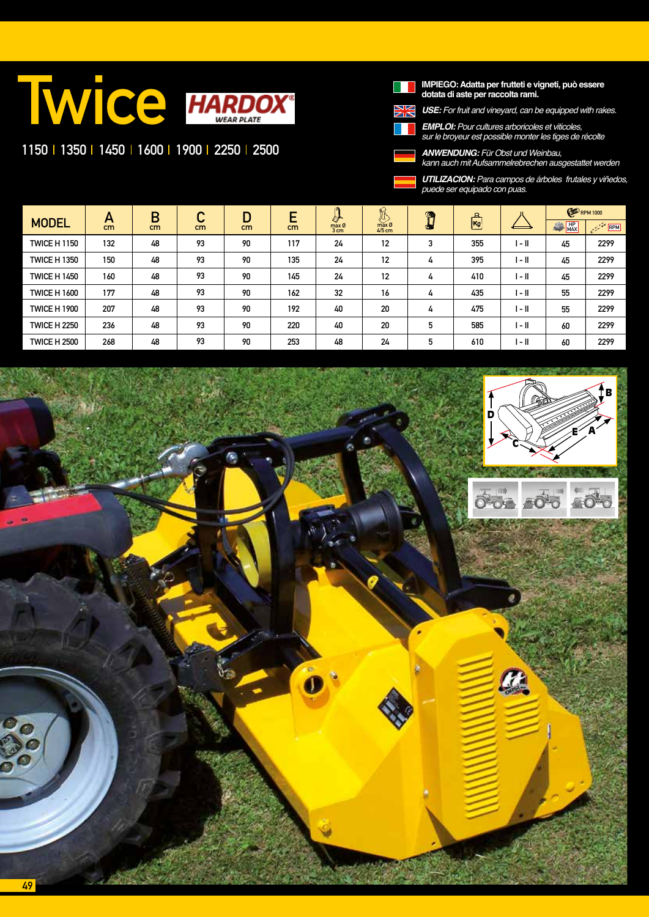# Twice

HARDOX® WEAR PLATE

1150 | 1350 | 1450 | 1600 | 1900 | 2250 | 2500

**IMPIEGO: Adatta per frutteti e vigneti, può essere dotata di aste per raccolta rami.**

***USE:*** *For fruit and vineyard, can be equipped with rakes.*

***EMPLOI:*** *Pour cultures arboricoles et viticoles, sur le broyeur est possible monter les tiges de récolte*

***ANWENDUNG:*** *Für Obst und Weinbau, kann auch mit Aufsammelrebrechen ausgestattet werden*

***UTILIZACION:*** *Para campos de árboles frutales y viñedos, puede ser equipado con puas.*

| MODEL | A cm | B cm | C cm | D cm | E cm | max Ø 3 cm | max Ø 4/5 cm | | Kg | | RPM 1000 HP MAX | RPM |
|---|---|---|---|---|---|---|---|---|---|---|---|---|
| TWICE H 1150 | 132 | 48 | 93 | 90 | 117 | 24 | 12 | 3 | 355 | I - II | 45 | 2299 |
| TWICE H 1350 | 150 | 48 | 93 | 90 | 135 | 24 | 12 | 4 | 395 | I - II | 45 | 2299 |
| TWICE H 1450 | 160 | 48 | 93 | 90 | 145 | 24 | 12 | 4 | 410 | I - II | 45 | 2299 |
| TWICE H 1600 | 177 | 48 | 93 | 90 | 162 | 32 | 16 | 4 | 435 | I - II | 55 | 2299 |
| TWICE H 1900 | 207 | 48 | 93 | 90 | 192 | 40 | 20 | 4 | 475 | I - II | 55 | 2299 |
| TWICE H 2250 | 236 | 48 | 93 | 90 | 220 | 40 | 20 | 5 | 585 | I - II | 60 | 2299 |
| TWICE H 2500 | 268 | 48 | 93 | 90 | 253 | 48 | 24 | 5 | 610 | I - II | 60 | 2299 |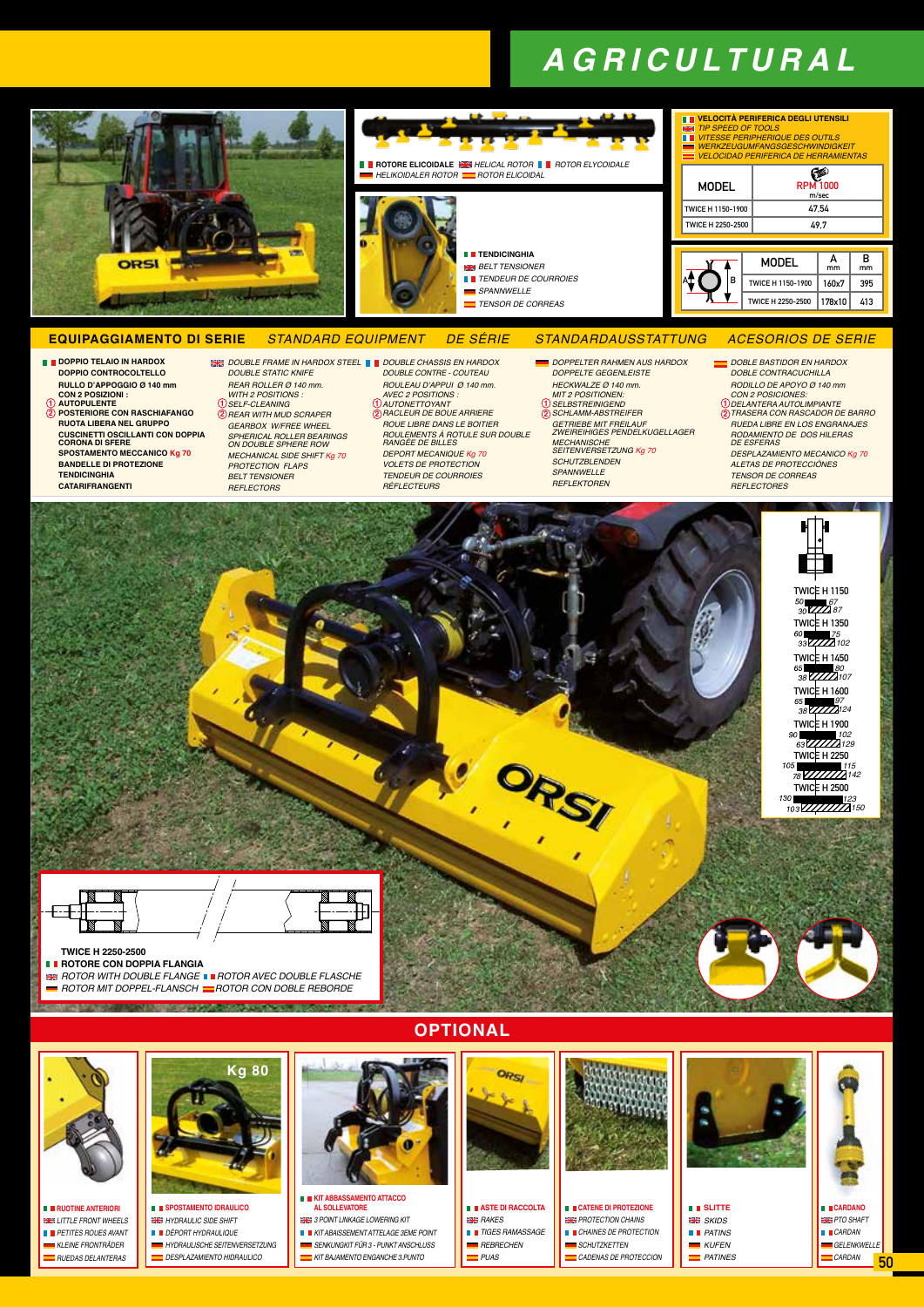# AGRICULTURAL

**ROTORE ELICOIDALE** *HELICAL ROTOR* *ROTOR ELYCOIDALE* *HELIKOIDALER ROTOR* *ROTOR ELICOIDAL*

**TENDICINGHIA**
*BELT TENSIONER*
*TENDEUR DE COURROIES*
*SPANNWELLE*
*TENSOR DE CORREAS*

**VELOCITÀ PERIFERICA DEGLI UTENSILI**
*TIP SPEED OF TOOLS*
*VITESSE PERIPHERIQUE DES OUTILS*
*WERKZEUGUMFANGSGESCHWINDIGKEIT*
*VELOCIDAD PERIFERICA DE HERRAMIENTAS*

| MODEL | RPM 1000 m/sec |
|---|---|
| TWICE H 1150-1900 | 47.54 |
| TWICE H 2250-2500 | 49.7 |

| MODEL | A mm | B mm |
|---|---|---|
| TWICE H 1150-1900 | 160x7 | 395 |
| TWICE H 2250-2500 | 178x10 | 413 |

## EQUIPAGGIAMENTO DI SERIE — *STANDARD EQUIPMENT* — *DE SÉRIE* — *STANDARDAUSSTATTUNG* — *ACESORIOS DE SERIE*

**DOPPIO TELAIO IN HARDOX**
**DOPPIO CONTROCOLTELLO**
**RULLO D'APPOGGIO Ø 140 mm CON 2 POSIZIONI :**
① **AUTOPULENTE**
② **POSTERIORE CON RASCHIAFANGO**
**RUOTA LIBERA NEL GRUPPO**
**CUSCINETTI OSCILLANTI CON DOPPIA CORONA DI SFERE**
**SPOSTAMENTO MECCANICO Kg 70**
**BANDELLE DI PROTEZIONE**
**TENDICINGHIA**
**CATARIFRANGENTI**

*DOUBLE FRAME IN HARDOX STEEL*
*DOUBLE STATIC KNIFE*
*REAR ROLLER Ø 140 mm. WITH 2 POSITIONS :*
① *SELF-CLEANING*
② *REAR WITH MUD SCRAPER*
*GEARBOX W/FREE WHEEL*
*SPHERICAL ROLLER BEARINGS ON DOUBLE SPHERE ROW*
*MECHANICAL SIDE SHIFT Kg 70*
*PROTECTION FLAPS*
*BELT TENSIONER*
*REFLECTORS*

*DOUBLE CHASSIS EN HARDOX*
*DOUBLE CONTRE - COUTEAU*
*ROULEAU D'APPUI Ø 140 mm. AVEC 2 POSITIONS :*
① *AUTONETTOYANT*
② *RACLEUR DE BOUE ARRIERE*
*ROUE LIBRE DANS LE BOITIER*
*ROULEMENTS À ROTULE SUR DOUBLE RANGÉE DE BILLES*
*DEPORT MECANIQUE Kg 70*
*VOLETS DE PROTECTION*
*TENDEUR DE COURROIES*
*RÉFLECTEURS*

*DOPPELTER RAHMEN AUS HARDOX*
*DOPPELTE GEGENLEISTE*
*HECKWALZE Ø 140 mm. MIT 2 POSITIONEN:*
① *SELBSTREINIGEND*
② *SCHLAMM-ABSTREIFER*
*GETRIEBE MIT FREILAUF*
*ZWEIREIHIGES PENDELKUGELLAGER*
*MECHANISCHE SEITENVERSETZUNG Kg 70*
*SCHUTZBLENDEN*
*SPANNWELLE*
*REFLEKTOREN*

*DOBLE BASTIDOR EN HARDOX*
*DOBLE CONTRACUCHILLA*
*RODILLO DE APOYO Ø 140 mm CON 2 POSICIONES:*
① *DELANTERA AUTOLIMPIANTE*
② *TRASERA CON RASCADOR DE BARRO*
*RUEDA LIBRE EN LOS ENGRANAJES*
*RODAMIENTO DE DOS HILERAS DE ESFERAS*
*DESPLAZAMIENTO MECANICO Kg 70*
*ALETAS DE PROTECCIÓNES*
*TENSOR DE CORREAS*
*REFLECTORES*

TWICE H 1150
50 67
30 87
TWICE H 1350
60 75
33 102
TWICE H 1450
65 80
38 107
TWICE H 1600
65 97
38 124
TWICE H 1900
90 102
63 129
TWICE H 2250
105 115
78 142
TWICE H 2500
130 123
103 150

**TWICE H 2250-2500**
**ROTORE CON DOPPIA FLANGIA**
*ROTOR WITH DOUBLE FLANGE* *ROTOR AVEC DOUBLE FLASCHE*
*ROTOR MIT DOPPEL-FLANSCH* *ROTOR CON DOBLE REBORDE*

## OPTIONAL

**RUOTINE ANTERIORI**
*LITTLE FRONT WHEELS*
*PETITES ROUES AVANT*
*KLEINE FRONTRÄDER*
*RUEDAS DELANTERAS*

Kg 80
**SPOSTAMENTO IDRAULICO**
*HYDRAULIC SIDE SHIFT*
*DÉPORT HYDRAULIQUE*
*HYDRAULISCHE SEITENVERSETZUNG*
*DESPLAZAMIENTO HIDRAULICO*

**KIT ABBASSAMENTO ATTACCO AL SOLLEVATORE**
*3 POINT LINKAGE LOWERING KIT*
*KIT ABAISSEMENT ATTELAGE 3EME POINT*
*SENKUNGKIT FÜR 3 - PUNKT ANSCHLUSS*
*KIT BAJAMENTO ENGANCHE 3.PUNTO*

**ASTE DI RACCOLTA**
*RAKES*
*TIGES RAMASSAGE*
*REBRECHEN*
*PUAS*

**CATENE DI PROTEZIONE**
*PROTECTION CHAINS*
*CHAINES DE PROTECTION*
*SCHUTZKETTEN*
*CADENAS DE PROTECCION*

**SLITTE**
*SKIDS*
*PATINS*
*KUFEN*
*PATINES*

**CARDANO**
*PTO SHAFT*
*CARDAN*
*GELENKWELLE*
*CARDAN*